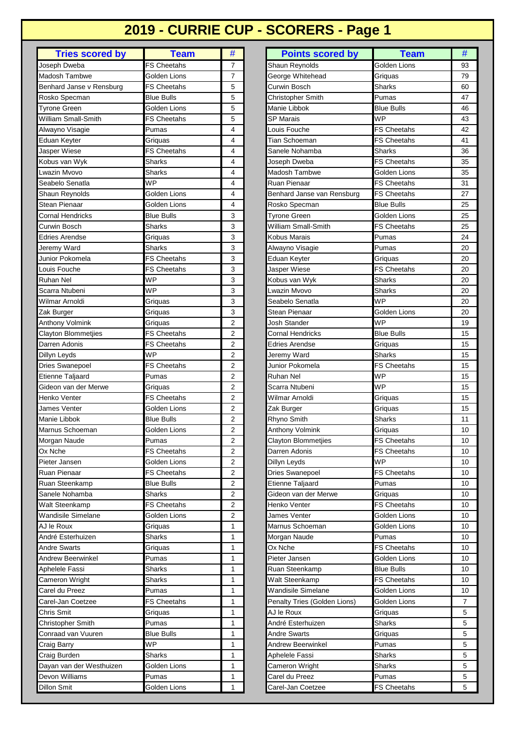# 2019 - CURRIE CUP - SCORERS - Page 1

| Tries scored by | Team | # |
|---|---|---|
| Joseph Dweba | FS Cheetahs | 7 |
| Madosh Tambwe | Golden Lions | 7 |
| Benhard Janse v Rensburg | FS Cheetahs | 5 |
| Rosko Specman | Blue Bulls | 5 |
| Tyrone Green | Golden Lions | 5 |
| William Small-Smith | FS Cheetahs | 5 |
| Alwayno Visagie | Pumas | 4 |
| Eduan Keyter | Griquas | 4 |
| Jasper Wiese | FS Cheetahs | 4 |
| Kobus van Wyk | Sharks | 4 |
| Lwazin Mvovo | Sharks | 4 |
| Seabelo Senatla | WP | 4 |
| Shaun Reynolds | Golden Lions | 4 |
| Stean Pienaar | Golden Lions | 4 |
| Cornal Hendricks | Blue Bulls | 3 |
| Curwin Bosch | Sharks | 3 |
| Edries Arendse | Griquas | 3 |
| Jeremy Ward | Sharks | 3 |
| Junior Pokomela | FS Cheetahs | 3 |
| Louis Fouche | FS Cheetahs | 3 |
| Ruhan Nel | WP | 3 |
| Scarra Ntubeni | WP | 3 |
| Wilmar Arnoldi | Griquas | 3 |
| Zak Burger | Griquas | 3 |
| Anthony Volmink | Griquas | 2 |
| Clayton Blommetjies | FS Cheetahs | 2 |
| Darren Adonis | FS Cheetahs | 2 |
| Dillyn Leyds | WP | 2 |
| Dries Swanepoel | FS Cheetahs | 2 |
| Etienne Taljaard | Pumas | 2 |
| Gideon van der Merwe | Griquas | 2 |
| Henko Venter | FS Cheetahs | 2 |
| James Venter | Golden Lions | 2 |
| Manie Libbok | Blue Bulls | 2 |
| Marnus Schoeman | Golden Lions | 2 |
| Morgan Naude | Pumas | 2 |
| Ox Nche | FS Cheetahs | 2 |
| Pieter Jansen | Golden Lions | 2 |
| Ruan Pienaar | FS Cheetahs | 2 |
| Ruan Steenkamp | Blue Bulls | 2 |
| Sanele Nohamba | Sharks | 2 |
| Walt Steenkamp | FS Cheetahs | 2 |
| Wandisile Simelane | Golden Lions | 2 |
| AJ le Roux | Griquas | 1 |
| André Esterhuizen | Sharks | 1 |
| Andre Swarts | Griquas | 1 |
| Andrew Beerwinkel | Pumas | 1 |
| Aphelele Fassi | Sharks | 1 |
| Cameron Wright | Sharks | 1 |
| Carel du Preez | Pumas | 1 |
| Carel-Jan Coetzee | FS Cheetahs | 1 |
| Chris Smit | Griquas | 1 |
| Christopher Smith | Pumas | 1 |
| Conraad van Vuuren | Blue Bulls | 1 |
| Craig Barry | WP | 1 |
| Craig Burden | Sharks | 1 |
| Dayan van der Westhuizen | Golden Lions | 1 |
| Devon Williams | Pumas | 1 |
| Dillon Smit | Golden Lions | 1 |

| Points scored by | Team | # |
|---|---|---|
| Shaun Reynolds | Golden Lions | 93 |
| George Whitehead | Griquas | 79 |
| Curwin Bosch | Sharks | 60 |
| Christopher Smith | Pumas | 47 |
| Manie Libbok | Blue Bulls | 46 |
| SP Marais | WP | 43 |
| Louis Fouche | FS Cheetahs | 42 |
| Tian Schoeman | FS Cheetahs | 41 |
| Sanele Nohamba | Sharks | 36 |
| Joseph Dweba | FS Cheetahs | 35 |
| Madosh Tambwe | Golden Lions | 35 |
| Ruan Pienaar | FS Cheetahs | 31 |
| Benhard Janse van Rensburg | FS Cheetahs | 27 |
| Rosko Specman | Blue Bulls | 25 |
| Tyrone Green | Golden Lions | 25 |
| William Small-Smith | FS Cheetahs | 25 |
| Kobus Marais | Pumas | 24 |
| Alwayno Visagie | Pumas | 20 |
| Eduan Keyter | Griquas | 20 |
| Jasper Wiese | FS Cheetahs | 20 |
| Kobus van Wyk | Sharks | 20 |
| Lwazin Mvovo | Sharks | 20 |
| Seabelo Senatla | WP | 20 |
| Stean Pienaar | Golden Lions | 20 |
| Josh Stander | WP | 19 |
| Cornal Hendricks | Blue Bulls | 15 |
| Edries Arendse | Griquas | 15 |
| Jeremy Ward | Sharks | 15 |
| Junior Pokomela | FS Cheetahs | 15 |
| Ruhan Nel | WP | 15 |
| Scarra Ntubeni | WP | 15 |
| Wilmar Arnoldi | Griquas | 15 |
| Zak Burger | Griquas | 15 |
| Rhyno Smith | Sharks | 11 |
| Anthony Volmink | Griquas | 10 |
| Clayton Blommetjies | FS Cheetahs | 10 |
| Darren Adonis | FS Cheetahs | 10 |
| Dillyn Leyds | WP | 10 |
| Dries Swanepoel | FS Cheetahs | 10 |
| Etienne Taljaard | Pumas | 10 |
| Gideon van der Merwe | Griquas | 10 |
| Henko Venter | FS Cheetahs | 10 |
| James Venter | Golden Lions | 10 |
| Marnus Schoeman | Golden Lions | 10 |
| Morgan Naude | Pumas | 10 |
| Ox Nche | FS Cheetahs | 10 |
| Pieter Jansen | Golden Lions | 10 |
| Ruan Steenkamp | Blue Bulls | 10 |
| Walt Steenkamp | FS Cheetahs | 10 |
| Wandisile Simelane | Golden Lions | 10 |
| Penalty Tries (Golden Lions) | Golden Lions | 7 |
| AJ le Roux | Griquas | 5 |
| André Esterhuizen | Sharks | 5 |
| Andre Swarts | Griquas | 5 |
| Andrew Beerwinkel | Pumas | 5 |
| Aphelele Fassi | Sharks | 5 |
| Cameron Wright | Sharks | 5 |
| Carel du Preez | Pumas | 5 |
| Carel-Jan Coetzee | FS Cheetahs | 5 |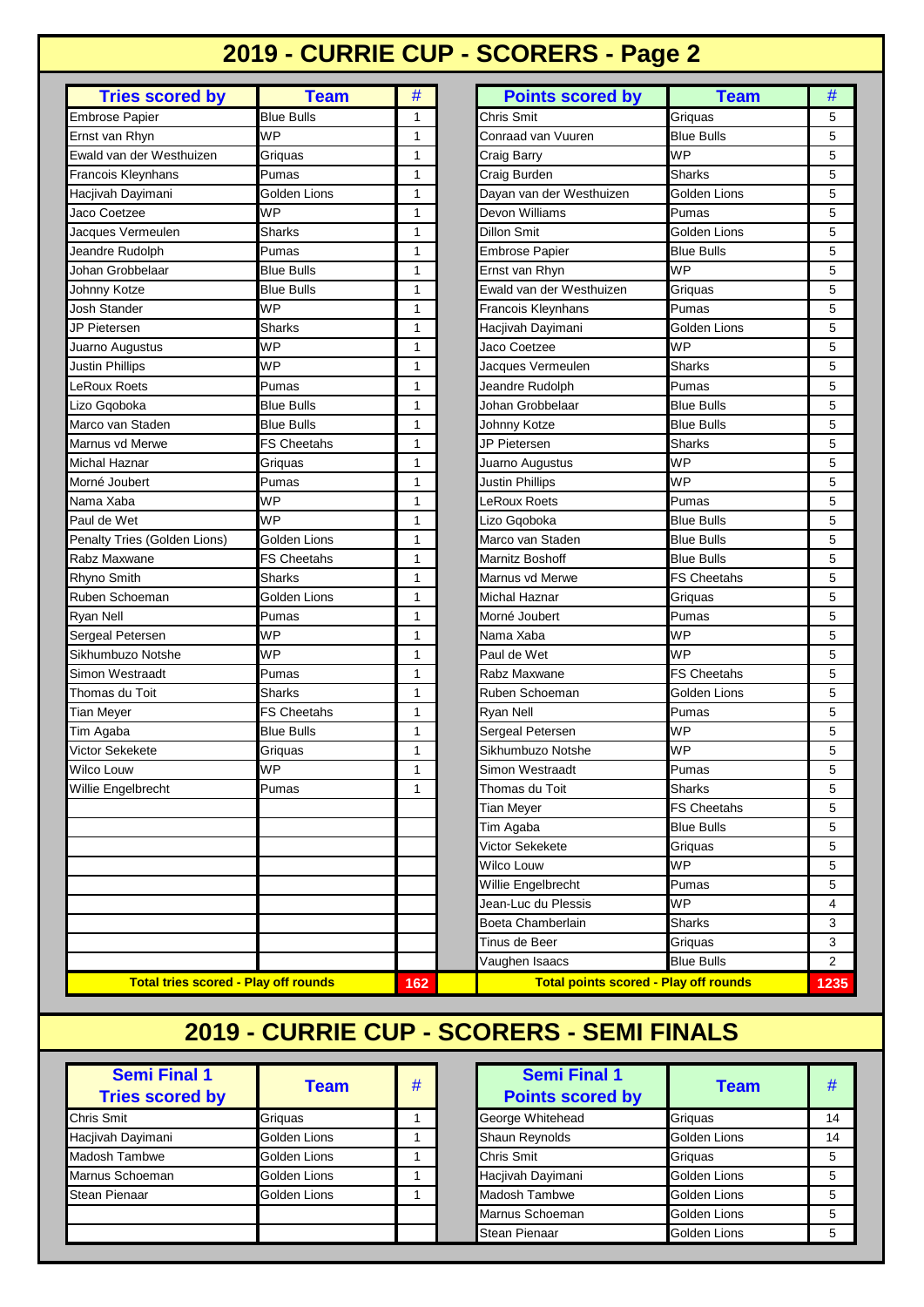# 2019 - CURRIE CUP - SCORERS - Page 2

| Tries scored by | Team | # |
|---|---|---|
| Embrose Papier | Blue Bulls | 1 |
| Ernst van Rhyn | WP | 1 |
| Ewald van der Westhuizen | Griquas | 1 |
| Francois Kleynhans | Pumas | 1 |
| Hacjivah Dayimani | Golden Lions | 1 |
| Jaco Coetzee | WP | 1 |
| Jacques Vermeulen | Sharks | 1 |
| Jeandre Rudolph | Pumas | 1 |
| Johan Grobbelaar | Blue Bulls | 1 |
| Johnny Kotze | Blue Bulls | 1 |
| Josh Stander | WP | 1 |
| JP Pietersen | Sharks | 1 |
| Juarno Augustus | WP | 1 |
| Justin Phillips | WP | 1 |
| LeRoux Roets | Pumas | 1 |
| Lizo Gqoboka | Blue Bulls | 1 |
| Marco van Staden | Blue Bulls | 1 |
| Marnus vd Merwe | FS Cheetahs | 1 |
| Michal Haznar | Griquas | 1 |
| Morné Joubert | Pumas | 1 |
| Nama Xaba | WP | 1 |
| Paul de Wet | WP | 1 |
| Penalty Tries (Golden Lions) | Golden Lions | 1 |
| Rabz Maxwane | FS Cheetahs | 1 |
| Rhyno Smith | Sharks | 1 |
| Ruben Schoeman | Golden Lions | 1 |
| Ryan Nell | Pumas | 1 |
| Sergeal Petersen | WP | 1 |
| Sikhumbuzo Notshe | WP | 1 |
| Simon Westraadt | Pumas | 1 |
| Thomas du Toit | Sharks | 1 |
| Tian Meyer | FS Cheetahs | 1 |
| Tim Agaba | Blue Bulls | 1 |
| Victor Sekekete | Griquas | 1 |
| Wilco Louw | WP | 1 |
| Willie Engelbrecht | Pumas | 1 |
| **Total tries scored - Play off rounds** | | **162** |

| Points scored by | Team | # |
|---|---|---|
| Chris Smit | Griquas | 5 |
| Conraad van Vuuren | Blue Bulls | 5 |
| Craig Barry | WP | 5 |
| Craig Burden | Sharks | 5 |
| Dayan van der Westhuizen | Golden Lions | 5 |
| Devon Williams | Pumas | 5 |
| Dillon Smit | Golden Lions | 5 |
| Embrose Papier | Blue Bulls | 5 |
| Ernst van Rhyn | WP | 5 |
| Ewald van der Westhuizen | Griquas | 5 |
| Francois Kleynhans | Pumas | 5 |
| Hacjivah Dayimani | Golden Lions | 5 |
| Jaco Coetzee | WP | 5 |
| Jacques Vermeulen | Sharks | 5 |
| Jeandre Rudolph | Pumas | 5 |
| Johan Grobbelaar | Blue Bulls | 5 |
| Johnny Kotze | Blue Bulls | 5 |
| JP Pietersen | Sharks | 5 |
| Juarno Augustus | WP | 5 |
| Justin Phillips | WP | 5 |
| LeRoux Roets | Pumas | 5 |
| Lizo Gqoboka | Blue Bulls | 5 |
| Marco van Staden | Blue Bulls | 5 |
| Marnitz Boshoff | Blue Bulls | 5 |
| Marnus vd Merwe | FS Cheetahs | 5 |
| Michal Haznar | Griquas | 5 |
| Morné Joubert | Pumas | 5 |
| Nama Xaba | WP | 5 |
| Paul de Wet | WP | 5 |
| Rabz Maxwane | FS Cheetahs | 5 |
| Ruben Schoeman | Golden Lions | 5 |
| Ryan Nell | Pumas | 5 |
| Sergeal Petersen | WP | 5 |
| Sikhumbuzo Notshe | WP | 5 |
| Simon Westraadt | Pumas | 5 |
| Thomas du Toit | Sharks | 5 |
| Tian Meyer | FS Cheetahs | 5 |
| Tim Agaba | Blue Bulls | 5 |
| Victor Sekekete | Griquas | 5 |
| Wilco Louw | WP | 5 |
| Willie Engelbrecht | Pumas | 5 |
| Jean-Luc du Plessis | WP | 4 |
| Boeta Chamberlain | Sharks | 3 |
| Tinus de Beer | Griquas | 3 |
| Vaughen Isaacs | Blue Bulls | 2 |
| **Total points scored - Play off rounds** | | **1235** |

# 2019 - CURRIE CUP - SCORERS - SEMI FINALS

| Semi Final 1 Tries scored by | Team | # |
|---|---|---|
| Chris Smit | Griquas | 1 |
| Hacjivah Dayimani | Golden Lions | 1 |
| Madosh Tambwe | Golden Lions | 1 |
| Marnus Schoeman | Golden Lions | 1 |
| Stean Pienaar | Golden Lions | 1 |

| Semi Final 1 Points scored by | Team | # |
|---|---|---|
| George Whitehead | Griquas | 14 |
| Shaun Reynolds | Golden Lions | 14 |
| Chris Smit | Griquas | 5 |
| Hacjivah Dayimani | Golden Lions | 5 |
| Madosh Tambwe | Golden Lions | 5 |
| Marnus Schoeman | Golden Lions | 5 |
| Stean Pienaar | Golden Lions | 5 |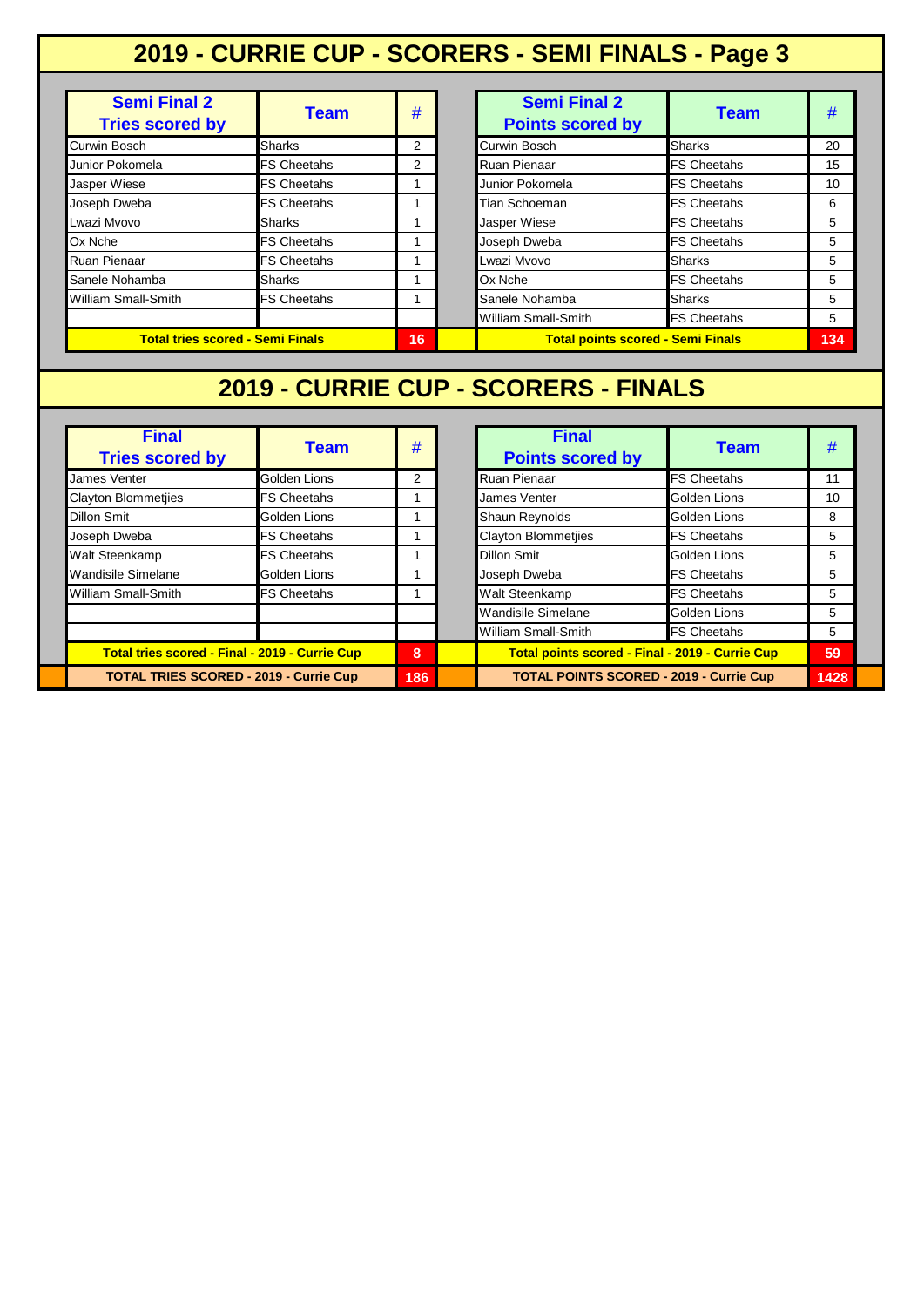# 2019 - CURRIE CUP - SCORERS - SEMI FINALS - Page 3

| Semi Final 2 Tries scored by | Team | # |
|---|---|---|
| Curwin Bosch | Sharks | 2 |
| Junior Pokomela | FS Cheetahs | 2 |
| Jasper Wiese | FS Cheetahs | 1 |
| Joseph Dweba | FS Cheetahs | 1 |
| Lwazi Mvovo | Sharks | 1 |
| Ox Nche | FS Cheetahs | 1 |
| Ruan Pienaar | FS Cheetahs | 1 |
| Sanele Nohamba | Sharks | 1 |
| William Small-Smith | FS Cheetahs | 1 |
| | | |
| **Total tries scored - Semi Finals** | | **16** |

| Semi Final 2 Points scored by | Team | # |
|---|---|---|
| Curwin Bosch | Sharks | 20 |
| Ruan Pienaar | FS Cheetahs | 15 |
| Junior Pokomela | FS Cheetahs | 10 |
| Tian Schoeman | FS Cheetahs | 6 |
| Jasper Wiese | FS Cheetahs | 5 |
| Joseph Dweba | FS Cheetahs | 5 |
| Lwazi Mvovo | Sharks | 5 |
| Ox Nche | FS Cheetahs | 5 |
| Sanele Nohamba | Sharks | 5 |
| William Small-Smith | FS Cheetahs | 5 |
| **Total points scored - Semi Finals** | | **134** |

# 2019 - CURRIE CUP - SCORERS - FINALS

| Final Tries scored by | Team | # |
|---|---|---|
| James Venter | Golden Lions | 2 |
| Clayton Blommetjies | FS Cheetahs | 1 |
| Dillon Smit | Golden Lions | 1 |
| Joseph Dweba | FS Cheetahs | 1 |
| Walt Steenkamp | FS Cheetahs | 1 |
| Wandisile Simelane | Golden Lions | 1 |
| William Small-Smith | FS Cheetahs | 1 |
| | | |
| | | |
| **Total tries scored - Final - 2019 - Currie Cup** | | **8** |
| **TOTAL TRIES SCORED - 2019 - Currie Cup** | | **186** |

| Final Points scored by | Team | # |
|---|---|---|
| Ruan Pienaar | FS Cheetahs | 11 |
| James Venter | Golden Lions | 10 |
| Shaun Reynolds | Golden Lions | 8 |
| Clayton Blommetjies | FS Cheetahs | 5 |
| Dillon Smit | Golden Lions | 5 |
| Joseph Dweba | FS Cheetahs | 5 |
| Walt Steenkamp | FS Cheetahs | 5 |
| Wandisile Simelane | Golden Lions | 5 |
| William Small-Smith | FS Cheetahs | 5 |
| **Total points scored - Final - 2019 - Currie Cup** | | **59** |
| **TOTAL POINTS SCORED - 2019 - Currie Cup** | | **1428** |